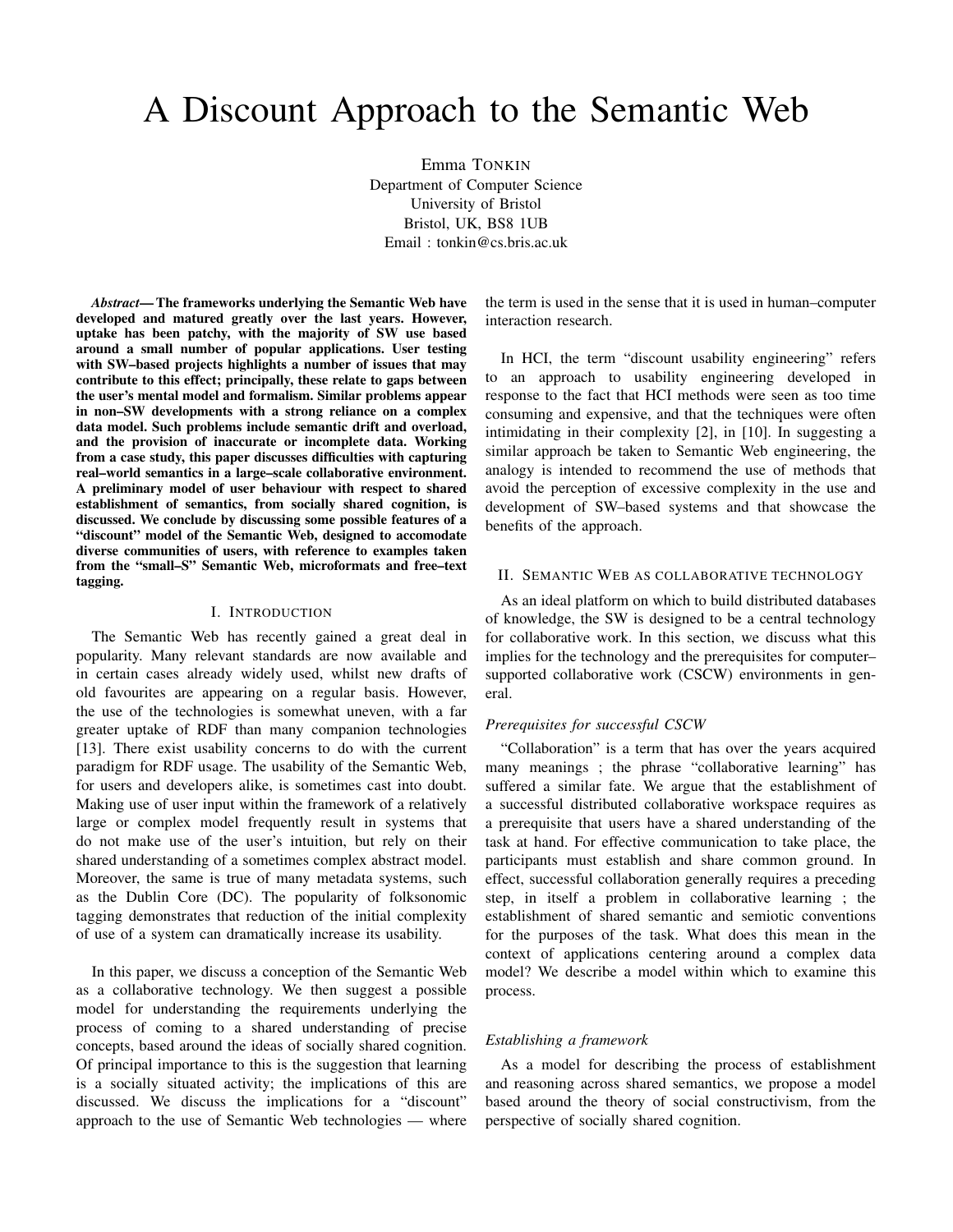# A Discount Approach to the Semantic Web

Emma TONKIN
Department of Computer Science
University of Bristol
Bristol, UK, BS8 1UB
Email : tonkin@cs.bris.ac.uk

***Abstract*— The frameworks underlying the Semantic Web have developed and matured greatly over the last years. However, uptake has been patchy, with the majority of SW use based around a small number of popular applications. User testing with SW–based projects highlights a number of issues that may contribute to this effect; principally, these relate to gaps between the user's mental model and formalism. Similar problems appear in non–SW developments with a strong reliance on a complex data model. Such problems include semantic drift and overload, and the provision of inaccurate or incomplete data. Working from a case study, this paper discusses difficulties with capturing real–world semantics in a large–scale collaborative environment. A preliminary model of user behaviour with respect to shared establishment of semantics, from socially shared cognition, is discussed. We conclude by discussing some possible features of a "discount" model of the Semantic Web, designed to accomodate diverse communities of users, with reference to examples taken from the "small–S" Semantic Web, microformats and free–text tagging.**

## I. Introduction

The Semantic Web has recently gained a great deal in popularity. Many relevant standards are now available and in certain cases already widely used, whilst new drafts of old favourites are appearing on a regular basis. However, the use of the technologies is somewhat uneven, with a far greater uptake of RDF than many companion technologies [13]. There exist usability concerns to do with the current paradigm for RDF usage. The usability of the Semantic Web, for users and developers alike, is sometimes cast into doubt. Making use of user input within the framework of a relatively large or complex model frequently result in systems that do not make use of the user's intuition, but rely on their shared understanding of a sometimes complex abstract model. Moreover, the same is true of many metadata systems, such as the Dublin Core (DC). The popularity of folksonomic tagging demonstrates that reduction of the initial complexity of use of a system can dramatically increase its usability.

In this paper, we discuss a conception of the Semantic Web as a collaborative technology. We then suggest a possible model for understanding the requirements underlying the process of coming to a shared understanding of precise concepts, based around the ideas of socially shared cognition. Of principal importance to this is the suggestion that learning is a socially situated activity; the implications of this are discussed. We discuss the implications for a "discount" approach to the use of Semantic Web technologies — where the term is used in the sense that it is used in human–computer interaction research.

In HCI, the term "discount usability engineering" refers to an approach to usability engineering developed in response to the fact that HCI methods were seen as too time consuming and expensive, and that the techniques were often intimidating in their complexity [2], in [10]. In suggesting a similar approach be taken to Semantic Web engineering, the analogy is intended to recommend the use of methods that avoid the perception of excessive complexity in the use and development of SW–based systems and that showcase the benefits of the approach.

## II. Semantic Web as collaborative technology

As an ideal platform on which to build distributed databases of knowledge, the SW is designed to be a central technology for collaborative work. In this section, we discuss what this implies for the technology and the prerequisites for computer–supported collaborative work (CSCW) environments in general.

### *Prerequisites for successful CSCW*

"Collaboration" is a term that has over the years acquired many meanings ; the phrase "collaborative learning" has suffered a similar fate. We argue that the establishment of a successful distributed collaborative workspace requires as a prerequisite that users have a shared understanding of the task at hand. For effective communication to take place, the participants must establish and share common ground. In effect, successful collaboration generally requires a preceding step, in itself a problem in collaborative learning ; the establishment of shared semantic and semiotic conventions for the purposes of the task. What does this mean in the context of applications centering around a complex data model? We describe a model within which to examine this process.

### *Establishing a framework*

As a model for describing the process of establishment and reasoning across shared semantics, we propose a model based around the theory of social constructivism, from the perspective of socially shared cognition.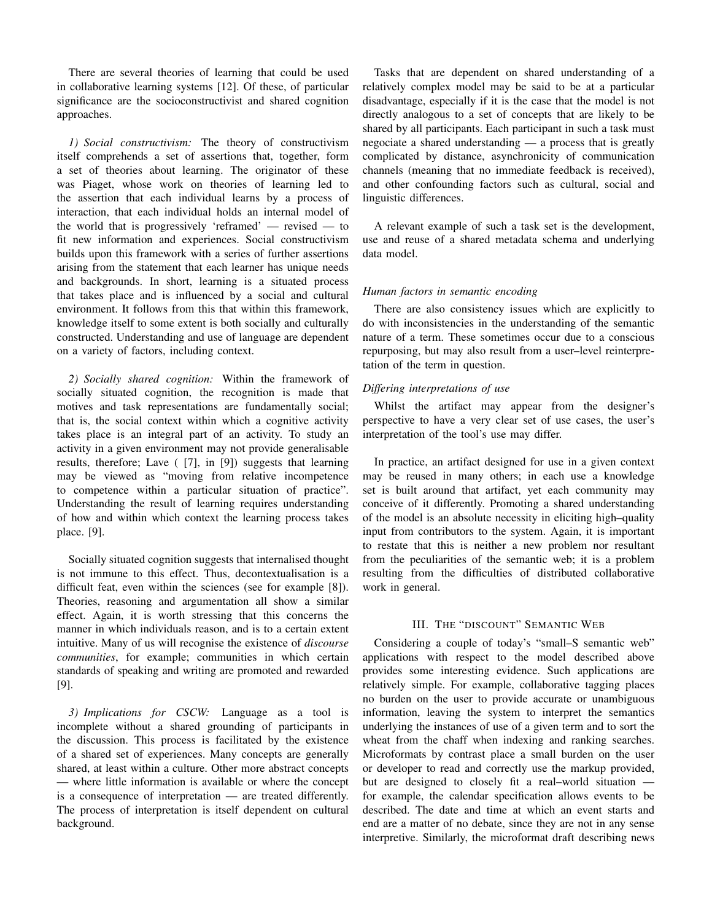There are several theories of learning that could be used in collaborative learning systems [12]. Of these, of particular significance are the socioconstructivist and shared cognition approaches.

*1) Social constructivism:* The theory of constructivism itself comprehends a set of assertions that, together, form a set of theories about learning. The originator of these was Piaget, whose work on theories of learning led to the assertion that each individual learns by a process of interaction, that each individual holds an internal model of the world that is progressively 'reframed' — revised — to fit new information and experiences. Social constructivism builds upon this framework with a series of further assertions arising from the statement that each learner has unique needs and backgrounds. In short, learning is a situated process that takes place and is influenced by a social and cultural environment. It follows from this that within this framework, knowledge itself to some extent is both socially and culturally constructed. Understanding and use of language are dependent on a variety of factors, including context.

*2) Socially shared cognition:* Within the framework of socially situated cognition, the recognition is made that motives and task representations are fundamentally social; that is, the social context within which a cognitive activity takes place is an integral part of an activity. To study an activity in a given environment may not provide generalisable results, therefore; Lave ( [7], in [9]) suggests that learning may be viewed as "moving from relative incompetence to competence within a particular situation of practice". Understanding the result of learning requires understanding of how and within which context the learning process takes place. [9].

Socially situated cognition suggests that internalised thought is not immune to this effect. Thus, decontextualisation is a difficult feat, even within the sciences (see for example [8]). Theories, reasoning and argumentation all show a similar effect. Again, it is worth stressing that this concerns the manner in which individuals reason, and is to a certain extent intuitive. Many of us will recognise the existence of *discourse communities*, for example; communities in which certain standards of speaking and writing are promoted and rewarded [9].

*3) Implications for CSCW:* Language as a tool is incomplete without a shared grounding of participants in the discussion. This process is facilitated by the existence of a shared set of experiences. Many concepts are generally shared, at least within a culture. Other more abstract concepts — where little information is available or where the concept is a consequence of interpretation — are treated differently. The process of interpretation is itself dependent on cultural background.

Tasks that are dependent on shared understanding of a relatively complex model may be said to be at a particular disadvantage, especially if it is the case that the model is not directly analogous to a set of concepts that are likely to be shared by all participants. Each participant in such a task must negociate a shared understanding — a process that is greatly complicated by distance, asynchronicity of communication channels (meaning that no immediate feedback is received), and other confounding factors such as cultural, social and linguistic differences.

A relevant example of such a task set is the development, use and reuse of a shared metadata schema and underlying data model.

### *Human factors in semantic encoding*

There are also consistency issues which are explicitly to do with inconsistencies in the understanding of the semantic nature of a term. These sometimes occur due to a conscious repurposing, but may also result from a user–level reinterpretation of the term in question.

### *Differing interpretations of use*

Whilst the artifact may appear from the designer's perspective to have a very clear set of use cases, the user's interpretation of the tool's use may differ.

In practice, an artifact designed for use in a given context may be reused in many others; in each use a knowledge set is built around that artifact, yet each community may conceive of it differently. Promoting a shared understanding of the model is an absolute necessity in eliciting high–quality input from contributors to the system. Again, it is important to restate that this is neither a new problem nor resultant from the peculiarities of the semantic web; it is a problem resulting from the difficulties of distributed collaborative work in general.

## III. The "discount" Semantic Web

Considering a couple of today's "small–S semantic web" applications with respect to the model described above provides some interesting evidence. Such applications are relatively simple. For example, collaborative tagging places no burden on the user to provide accurate or unambiguous information, leaving the system to interpret the semantics underlying the instances of use of a given term and to sort the wheat from the chaff when indexing and ranking searches. Microformats by contrast place a small burden on the user or developer to read and correctly use the markup provided, but are designed to closely fit a real–world situation — for example, the calendar specification allows events to be described. The date and time at which an event starts and end are a matter of no debate, since they are not in any sense interpretive. Similarly, the microformat draft describing news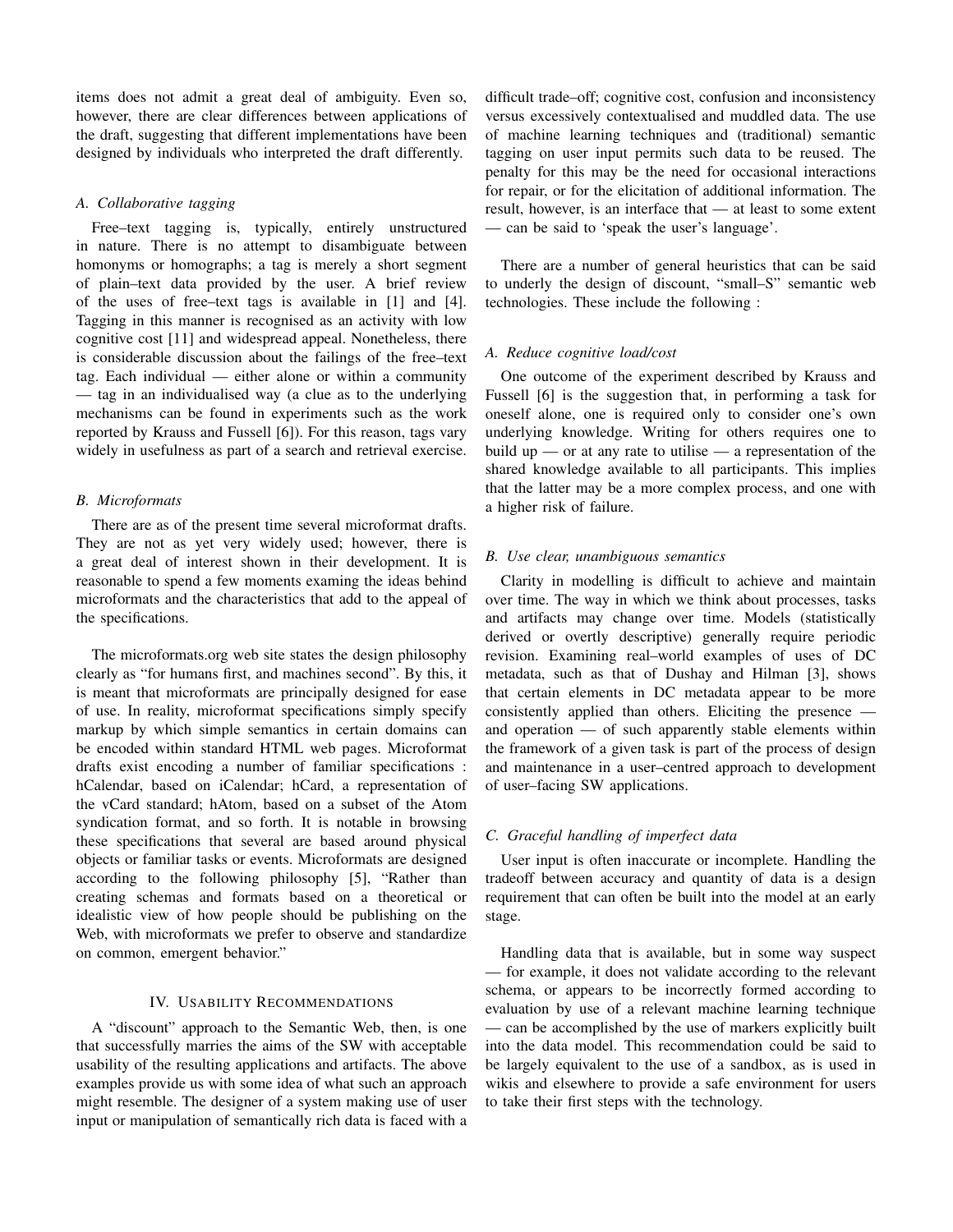items does not admit a great deal of ambiguity. Even so, however, there are clear differences between applications of the draft, suggesting that different implementations have been designed by individuals who interpreted the draft differently.

### A. Collaborative tagging

Free–text tagging is, typically, entirely unstructured in nature. There is no attempt to disambiguate between homonyms or homographs; a tag is merely a short segment of plain–text data provided by the user. A brief review of the uses of free–text tags is available in [1] and [4]. Tagging in this manner is recognised as an activity with low cognitive cost [11] and widespread appeal. Nonetheless, there is considerable discussion about the failings of the free–text tag. Each individual — either alone or within a community — tag in an individualised way (a clue as to the underlying mechanisms can be found in experiments such as the work reported by Krauss and Fussell [6]). For this reason, tags vary widely in usefulness as part of a search and retrieval exercise.

### B. Microformats

There are as of the present time several microformat drafts. They are not as yet very widely used; however, there is a great deal of interest shown in their development. It is reasonable to spend a few moments examing the ideas behind microformats and the characteristics that add to the appeal of the specifications.

The microformats.org web site states the design philosophy clearly as "for humans first, and machines second". By this, it is meant that microformats are principally designed for ease of use. In reality, microformat specifications simply specify markup by which simple semantics in certain domains can be encoded within standard HTML web pages. Microformat drafts exist encoding a number of familiar specifications : hCalendar, based on iCalendar; hCard, a representation of the vCard standard; hAtom, based on a subset of the Atom syndication format, and so forth. It is notable in browsing these specifications that several are based around physical objects or familiar tasks or events. Microformats are designed according to the following philosophy [5], "Rather than creating schemas and formats based on a theoretical or idealistic view of how people should be publishing on the Web, with microformats we prefer to observe and standardize on common, emergent behavior."

## IV. Usability Recommendations

A "discount" approach to the Semantic Web, then, is one that successfully marries the aims of the SW with acceptable usability of the resulting applications and artifacts. The above examples provide us with some idea of what such an approach might resemble. The designer of a system making use of user input or manipulation of semantically rich data is faced with a difficult trade–off; cognitive cost, confusion and inconsistency versus excessively contextualised and muddled data. The use of machine learning techniques and (traditional) semantic tagging on user input permits such data to be reused. The penalty for this may be the need for occasional interactions for repair, or for the elicitation of additional information. The result, however, is an interface that — at least to some extent — can be said to 'speak the user's language'.

There are a number of general heuristics that can be said to underly the design of discount, "small–S" semantic web technologies. These include the following :

### A. Reduce cognitive load/cost

One outcome of the experiment described by Krauss and Fussell [6] is the suggestion that, in performing a task for oneself alone, one is required only to consider one's own underlying knowledge. Writing for others requires one to build up — or at any rate to utilise — a representation of the shared knowledge available to all participants. This implies that the latter may be a more complex process, and one with a higher risk of failure.

### B. Use clear, unambiguous semantics

Clarity in modelling is difficult to achieve and maintain over time. The way in which we think about processes, tasks and artifacts may change over time. Models (statistically derived or overtly descriptive) generally require periodic revision. Examining real–world examples of uses of DC metadata, such as that of Dushay and Hilman [3], shows that certain elements in DC metadata appear to be more consistently applied than others. Eliciting the presence — and operation — of such apparently stable elements within the framework of a given task is part of the process of design and maintenance in a user–centred approach to development of user–facing SW applications.

### C. Graceful handling of imperfect data

User input is often inaccurate or incomplete. Handling the tradeoff between accuracy and quantity of data is a design requirement that can often be built into the model at an early stage.

Handling data that is available, but in some way suspect — for example, it does not validate according to the relevant schema, or appears to be incorrectly formed according to evaluation by use of a relevant machine learning technique — can be accomplished by the use of markers explicitly built into the data model. This recommendation could be said to be largely equivalent to the use of a sandbox, as is used in wikis and elsewhere to provide a safe environment for users to take their first steps with the technology.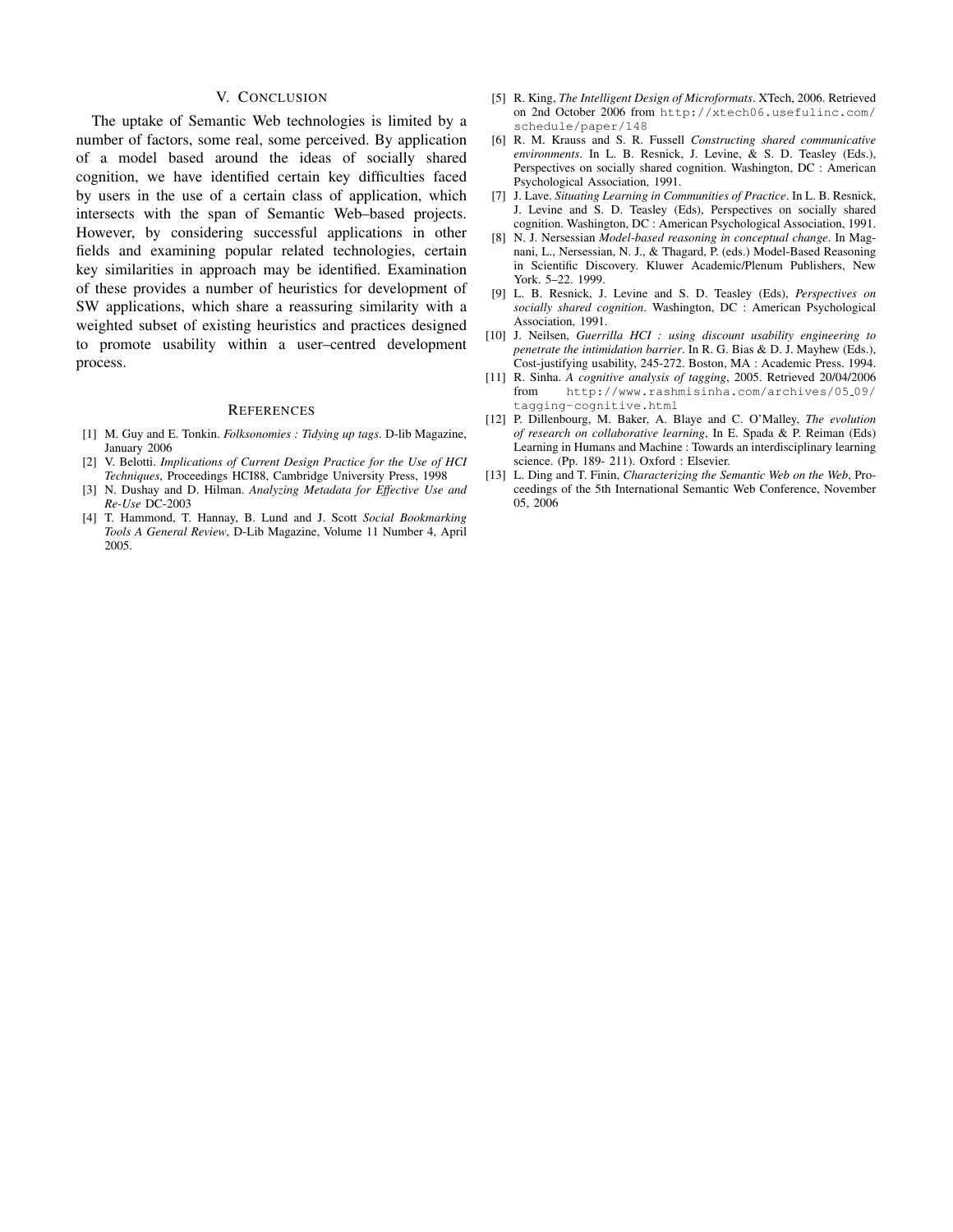## V. Conclusion

The uptake of Semantic Web technologies is limited by a number of factors, some real, some perceived. By application of a model based around the ideas of socially shared cognition, we have identified certain key difficulties faced by users in the use of a certain class of application, which intersects with the span of Semantic Web–based projects. However, by considering successful applications in other fields and examining popular related technologies, certain key similarities in approach may be identified. Examination of these provides a number of heuristics for development of SW applications, which share a reassuring similarity with a weighted subset of existing heuristics and practices designed to promote usability within a user–centred development process.

## References

[1] M. Guy and E. Tonkin. *Folksonomies : Tidying up tags*. D-lib Magazine, January 2006

[2] V. Belotti. *Implications of Current Design Practice for the Use of HCI Techniques*, Proceedings HCI88, Cambridge University Press, 1998

[3] N. Dushay and D. Hilman. *Analyzing Metadata for Effective Use and Re-Use* DC-2003

[4] T. Hammond, T. Hannay, B. Lund and J. Scott *Social Bookmarking Tools A General Review*, D-Lib Magazine, Volume 11 Number 4, April 2005.

[5] R. King, *The Intelligent Design of Microformats*. XTech, 2006. Retrieved on 2nd October 2006 from http://xtech06.usefulinc.com/schedule/paper/148

[6] R. M. Krauss and S. R. Fussell *Constructing shared communicative environments*. In L. B. Resnick, J. Levine, & S. D. Teasley (Eds.), Perspectives on socially shared cognition. Washington, DC : American Psychological Association, 1991.

[7] J. Lave. *Situating Learning in Communities of Practice*. In L. B. Resnick, J. Levine and S. D. Teasley (Eds), Perspectives on socially shared cognition. Washington, DC : American Psychological Association, 1991.

[8] N. J. Nersessian *Model-based reasoning in conceptual change*. In Magnani, L., Nersessian, N. J., & Thagard, P. (eds.) Model-Based Reasoning in Scientific Discovery. Kluwer Academic/Plenum Publishers, New York. 5–22. 1999.

[9] L. B. Resnick, J. Levine and S. D. Teasley (Eds), *Perspectives on socially shared cognition*. Washington, DC : American Psychological Association, 1991.

[10] J. Neilsen, *Guerrilla HCI : using discount usability engineering to penetrate the intimidation barrier*. In R. G. Bias & D. J. Mayhew (Eds.), Cost-justifying usability, 245-272. Boston, MA : Academic Press. 1994.

[11] R. Sinha. *A cognitive analysis of tagging*, 2005. Retrieved 20/04/2006 from http://www.rashmisinha.com/archives/05_09/tagging-cognitive.html

[12] P. Dillenbourg, M. Baker, A. Blaye and C. O'Malley, *The evolution of research on collaborative learning*, In E. Spada & P. Reiman (Eds) Learning in Humans and Machine : Towards an interdisciplinary learning science. (Pp. 189- 211). Oxford : Elsevier.

[13] L. Ding and T. Finin, *Characterizing the Semantic Web on the Web*, Proceedings of the 5th International Semantic Web Conference, November 05, 2006